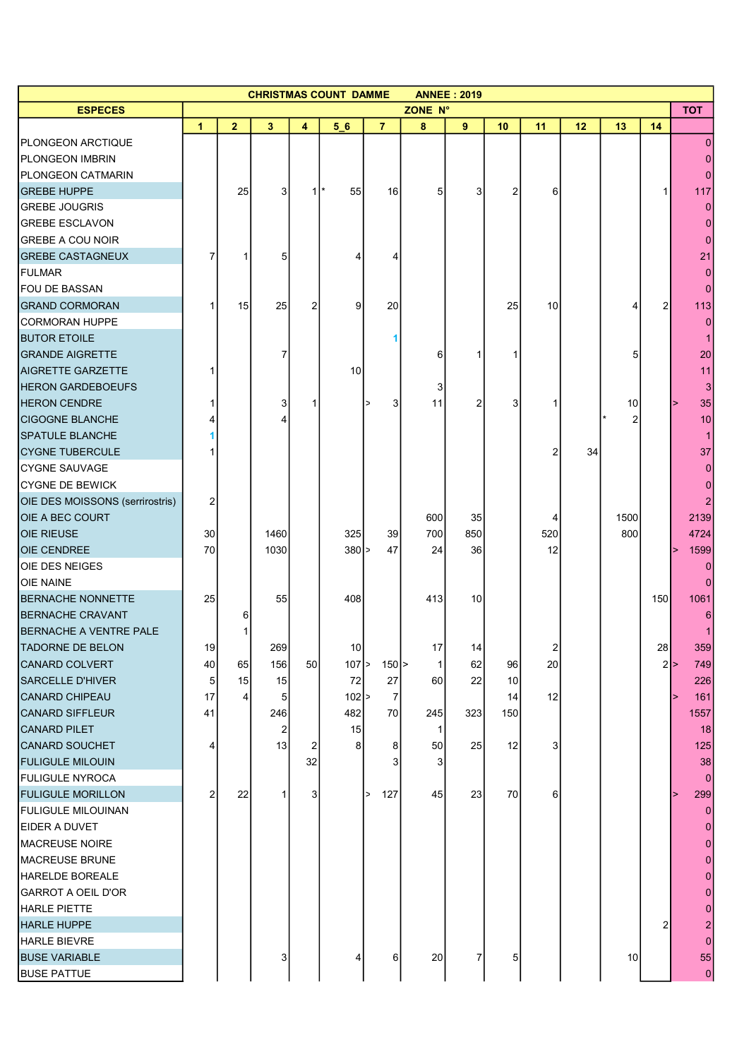| CHRISTMAS COUNT DAMME ANNEE : 2019 | | | | | | | | | | | | | | |
|---|---|---|---|---|---|---|---|---|---|---|---|---|---|---|
| ESPECES | ZONE N° | | | | | | | | | | | | | TOT |
| | 1 | 2 | 3 | 4 | 5_6 | 7 | 8 | 9 | 10 | 11 | 12 | 13 | 14 | |
| PLONGEON ARCTIQUE | | | | | | | | | | | | | | 0 |
| PLONGEON IMBRIN | | | | | | | | | | | | | | 0 |
| PLONGEON CATMARIN | | | | | | | | | | | | | | 0 |
| GREBE HUPPE | | 25 | 3 | 1 | * 55 | 16 | 5 | 3 | 2 | 6 | | | 1 | 117 |
| GREBE JOUGRIS | | | | | | | | | | | | | | 0 |
| GREBE ESCLAVON | | | | | | | | | | | | | | 0 |
| GREBE A COU NOIR | | | | | | | | | | | | | | 0 |
| GREBE CASTAGNEUX | 7 | 1 | 5 | | 4 | 4 | | | | | | | | 21 |
| FULMAR | | | | | | | | | | | | | | 0 |
| FOU DE BASSAN | | | | | | | | | | | | | | 0 |
| GRAND CORMORAN | 1 | 15 | 25 | 2 | 9 | 20 | | | 25 | 10 | | 4 | 2 | 113 |
| CORMORAN HUPPE | | | | | | | | | | | | | | 0 |
| BUTOR ETOILE | | | | | | 1 | | | | | | | | 1 |
| GRANDE AIGRETTE | | | 7 | | | | 6 | 1 | 1 | | | 5 | | 20 |
| AIGRETTE GARZETTE | 1 | | | | 10 | | | | | | | | | 11 |
| HERON GARDEBOEUFS | | | | | | | 3 | | | | | | | 3 |
| HERON CENDRE | 1 | | 3 | 1 | | > 3 | 11 | 2 | 3 | 1 | | 10 | | > 35 |
| CIGOGNE BLANCHE | 4 | | 4 | | | | | | | | | * 2 | | 10 |
| SPATULE BLANCHE | 1 | | | | | | | | | | | | | 1 |
| CYGNE TUBERCULE | 1 | | | | | | | | | 2 | 34 | | | 37 |
| CYGNE SAUVAGE | | | | | | | | | | | | | | 0 |
| CYGNE DE BEWICK | | | | | | | | | | | | | | 0 |
| OIE DES MOISSONS (serrirostris) | 2 | | | | | | | | | | | | | 2 |
| OIE A BEC COURT | | | | | | | 600 | 35 | | 4 | | 1500 | | 2139 |
| OIE RIEUSE | 30 | | 1460 | | 325 | 39 | 700 | 850 | | 520 | | 800 | | 4724 |
| OIE CENDREE | 70 | | 1030 | | 380 | > 47 | 24 | 36 | | 12 | | | | > 1599 |
| OIE DES NEIGES | | | | | | | | | | | | | | 0 |
| OIE NAINE | | | | | | | | | | | | | | 0 |
| BERNACHE NONNETTE | 25 | | 55 | | 408 | | 413 | 10 | | | | | 150 | 1061 |
| BERNACHE CRAVANT | | 6 | | | | | | | | | | | | 6 |
| BERNACHE A VENTRE PALE | | 1 | | | | | | | | | | | | 1 |
| TADORNE DE BELON | 19 | | 269 | | 10 | | 17 | 14 | | 2 | | | 28 | 359 |
| CANARD COLVERT | 40 | 65 | 156 | 50 | 107 | > 150 | > 1 | 62 | 96 | 20 | | | 2 | > 749 |
| SARCELLE D'HIVER | 5 | 15 | 15 | | 72 | 27 | 60 | 22 | 10 | | | | | 226 |
| CANARD CHIPEAU | 17 | 4 | 5 | | 102 | > 7 | | | 14 | 12 | | | | > 161 |
| CANARD SIFFLEUR | 41 | | 246 | | 482 | 70 | 245 | 323 | 150 | | | | | 1557 |
| CANARD PILET | | | 2 | | 15 | | 1 | | | | | | | 18 |
| CANARD SOUCHET | 4 | | 13 | 2 | 8 | 8 | 50 | 25 | 12 | 3 | | | | 125 |
| FULIGULE MILOUIN | | | | 32 | | 3 | 3 | | | | | | | 38 |
| FULIGULE NYROCA | | | | | | | | | | | | | | 0 |
| FULIGULE MORILLON | 2 | 22 | 1 | 3 | | > 127 | 45 | 23 | 70 | 6 | | | | > 299 |
| FULIGULE MILOUINAN | | | | | | | | | | | | | | 0 |
| EIDER A DUVET | | | | | | | | | | | | | | 0 |
| MACREUSE NOIRE | | | | | | | | | | | | | | 0 |
| MACREUSE BRUNE | | | | | | | | | | | | | | 0 |
| HARELDE BOREALE | | | | | | | | | | | | | | 0 |
| GARROT A OEIL D'OR | | | | | | | | | | | | | | 0 |
| HARLE PIETTE | | | | | | | | | | | | | | 0 |
| HARLE HUPPE | | | | | | | | | | | | | 2 | 2 |
| HARLE BIEVRE | | | | | | | | | | | | | | 0 |
| BUSE VARIABLE | | | 3 | | 4 | 6 | 20 | 7 | 5 | | | 10 | | 55 |
| BUSE PATTUE | | | | | | | | | | | | | | 0 |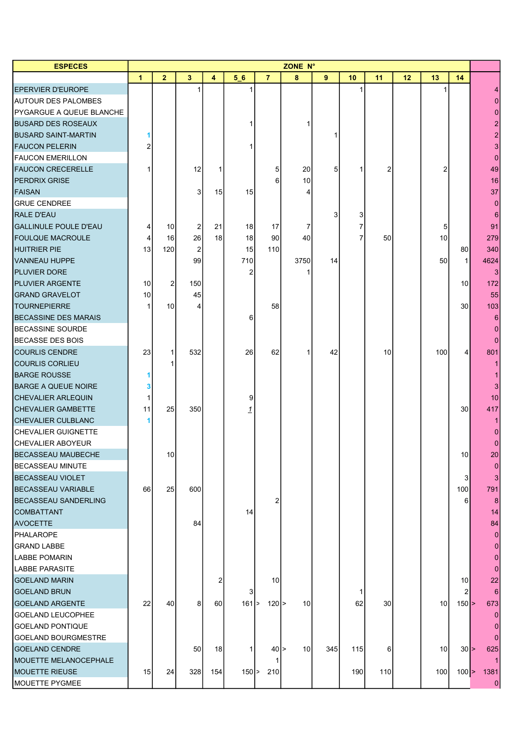| ESPECES | ZONE N° | | | | | | | | | | | | | |
|---|---|---|---|---|---|---|---|---|---|---|---|---|---|---|
| | 1 | 2 | 3 | 4 | 5_6 | 7 | 8 | 9 | 10 | 11 | 12 | 13 | 14 | |
| EPERVIER D'EUROPE | | | 1 | | 1 | | | | 1 | | | 1 | | 4 |
| AUTOUR DES PALOMBES | | | | | | | | | | | | | | 0 |
| PYGARGUE A QUEUE BLANCHE | | | | | | | | | | | | | | 0 |
| BUSARD DES ROSEAUX | | | | | 1 | | 1 | | | | | | | 2 |
| BUSARD SAINT-MARTIN | 1 | | | | | | | 1 | | | | | | 2 |
| FAUCON PELERIN | 2 | | | | 1 | | | | | | | | | 3 |
| FAUCON EMERILLON | | | | | | | | | | | | | | 0 |
| FAUCON CRECERELLE | 1 | | 12 | 1 | | 5 | 20 | 5 | 1 | 2 | | 2 | | 49 |
| PERDRIX GRISE | | | | | | 6 | 10 | | | | | | | 16 |
| FAISAN | | | 3 | 15 | 15 | | 4 | | | | | | | 37 |
| GRUE CENDREE | | | | | | | | | | | | | | 0 |
| RALE D'EAU | | | | | | | | 3 | 3 | | | | | 6 |
| GALLINULE POULE D'EAU | 4 | 10 | 2 | 21 | 18 | 17 | 7 | | 7 | | | 5 | | 91 |
| FOULQUE MACROULE | 4 | 16 | 26 | 18 | 18 | 90 | 40 | | 7 | 50 | | 10 | | 279 |
| HUITRIER PIE | 13 | 120 | 2 | | 15 | 110 | | | | | | | 80 | 340 |
| VANNEAU HUPPE | | | 99 | | 710 | | 3750 | 14 | | | | 50 | 1 | 4624 |
| PLUVIER DORE | | | | | 2 | | 1 | | | | | | | 3 |
| PLUVIER ARGENTE | 10 | 2 | 150 | | | | | | | | | | 10 | 172 |
| GRAND GRAVELOT | 10 | | 45 | | | | | | | | | | | 55 |
| TOURNEPIERRE | 1 | 10 | 4 | | | 58 | | | | | | | 30 | 103 |
| BECASSINE DES MARAIS | | | | | 6 | | | | | | | | | 6 |
| BECASSINE SOURDE | | | | | | | | | | | | | | 0 |
| BECASSE DES BOIS | | | | | | | | | | | | | | 0 |
| COURLIS CENDRE | 23 | 1 | 532 | | 26 | 62 | 1 | 42 | | 10 | | 100 | 4 | 801 |
| COURLIS CORLIEU | | 1 | | | | | | | | | | | | 1 |
| BARGE ROUSSE | 1 | | | | | | | | | | | | | 1 |
| BARGE A QUEUE NOIRE | 3 | | | | | | | | | | | | | 3 |
| CHEVALIER ARLEQUIN | 1 | | | | 9 | | | | | | | | | 10 |
| CHEVALIER GAMBETTE | 11 | 25 | 350 | | 1 | | | | | | | | 30 | 417 |
| CHEVALIER CULBLANC | 1 | | | | | | | | | | | | | 1 |
| CHEVALIER GUIGNETTE | | | | | | | | | | | | | | 0 |
| CHEVALIER ABOYEUR | | | | | | | | | | | | | | 0 |
| BECASSEAU MAUBECHE | | 10 | | | | | | | | | | | 10 | 20 |
| BECASSEAU MINUTE | | | | | | | | | | | | | | 0 |
| BECASSEAU VIOLET | | | | | | | | | | | | | 3 | 3 |
| BECASSEAU VARIABLE | 66 | 25 | 600 | | | | | | | | | | 100 | 791 |
| BECASSEAU SANDERLING | | | | | | 2 | | | | | | | 6 | 8 |
| COMBATTANT | | | | | 14 | | | | | | | | | 14 |
| AVOCETTE | | | 84 | | | | | | | | | | | 84 |
| PHALAROPE | | | | | | | | | | | | | | 0 |
| GRAND LABBE | | | | | | | | | | | | | | 0 |
| LABBE POMARIN | | | | | | | | | | | | | | 0 |
| LABBE PARASITE | | | | | | | | | | | | | | 0 |
| GOELAND MARIN | | | | 2 | | 10 | | | | | | | 10 | 22 |
| GOELAND BRUN | | | | | 3 | | | | 1 | | | | 2 | 6 |
| GOELAND ARGENTE | 22 | 40 | 8 | 60 | 161 > | 120 > | 10 | | 62 | 30 | | 10 | 150 > | 673 |
| GOELAND LEUCOPHEE | | | | | | | | | | | | | | 0 |
| GOELAND PONTIQUE | | | | | | | | | | | | | | 0 |
| GOELAND BOURGMESTRE | | | | | | | | | | | | | | 0 |
| GOELAND CENDRE | | | 50 | 18 | 1 | 40 > | 10 | 345 | 115 | 6 | | 10 | 30 > | 625 |
| MOUETTE MELANOCEPHALE | | | | | | 1 | | | | | | | | 1 |
| MOUETTE RIEUSE | 15 | 24 | 328 | 154 | 150 > | 210 | | | 190 | 110 | | 100 | 100 > | 1381 |
| MOUETTE PYGMEE | | | | | | | | | | | | | | 0 |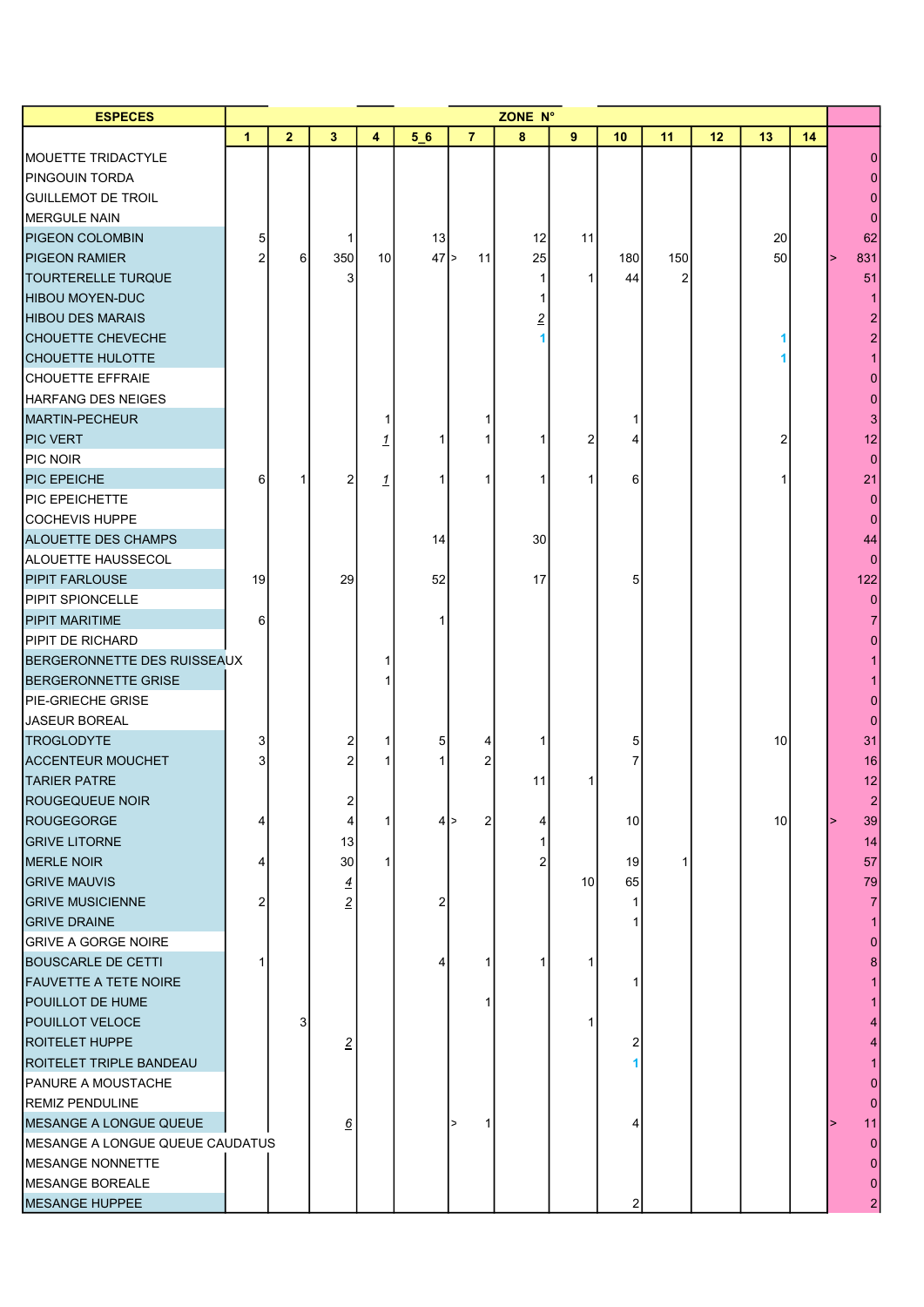| ESPECES | ZONE N° | | | | | | | | | | | | | |
|---|---|---|---|---|---|---|---|---|---|---|---|---|---|---|
| | 1 | 2 | 3 | 4 | 5_6 | 7 | 8 | 9 | 10 | 11 | 12 | 13 | 14 | |
| MOUETTE TRIDACTYLE | | | | | | | | | | | | | | 0 |
| PINGOUIN TORDA | | | | | | | | | | | | | | 0 |
| GUILLEMOT DE TROIL | | | | | | | | | | | | | | 0 |
| MERGULE NAIN | | | | | | | | | | | | | | 0 |
| PIGEON COLOMBIN | 5 | | 1 | | 13 | | 12 | 11 | | | | 20 | | 62 |
| PIGEON RAMIER | 2 | 6 | 350 | 10 | 47 | > 11 | 25 | | 180 | 150 | | 50 | | > 831 |
| TOURTERELLE TURQUE | | | 3 | | | | 1 | 1 | 44 | 2 | | | | 51 |
| HIBOU MOYEN-DUC | | | | | | | 1 | | | | | | | 1 |
| HIBOU DES MARAIS | | | | | | | 2 | | | | | | | 2 |
| CHOUETTE CHEVECHE | | | | | | | 1 | | | | | 1 | | 2 |
| CHOUETTE HULOTTE | | | | | | | | | | | | 1 | | 1 |
| CHOUETTE EFFRAIE | | | | | | | | | | | | | | 0 |
| HARFANG DES NEIGES | | | | | | | | | | | | | | 0 |
| MARTIN-PECHEUR | | | | 1 | | 1 | | | 1 | | | | | 3 |
| PIC VERT | | | | 1 | 1 | 1 | 1 | 2 | 4 | | | 2 | | 12 |
| PIC NOIR | | | | | | | | | | | | | | 0 |
| PIC EPEICHE | 6 | 1 | 2 | 1 | 1 | 1 | 1 | 1 | 6 | | | 1 | | 21 |
| PIC EPEICHETTE | | | | | | | | | | | | | | 0 |
| COCHEVIS HUPPE | | | | | | | | | | | | | | 0 |
| ALOUETTE DES CHAMPS | | | | | 14 | | 30 | | | | | | | 44 |
| ALOUETTE HAUSSECOL | | | | | | | | | | | | | | 0 |
| PIPIT FARLOUSE | 19 | | 29 | | 52 | | 17 | | 5 | | | | | 122 |
| PIPIT SPIONCELLE | | | | | | | | | | | | | | 0 |
| PIPIT MARITIME | 6 | | | | 1 | | | | | | | | | 7 |
| PIPIT DE RICHARD | | | | | | | | | | | | | | 0 |
| BERGERONNETTE DES RUISSEAUX | | | | 1 | | | | | | | | | | 1 |
| BERGERONNETTE GRISE | | | | 1 | | | | | | | | | | 1 |
| PIE-GRIECHE GRISE | | | | | | | | | | | | | | 0 |
| JASEUR BOREAL | | | | | | | | | | | | | | 0 |
| TROGLODYTE | 3 | | 2 | 1 | 5 | 4 | 1 | | 5 | | | 10 | | 31 |
| ACCENTEUR MOUCHET | 3 | | 2 | 1 | 1 | 2 | | | 7 | | | | | 16 |
| TARIER PATRE | | | | | | | 11 | 1 | | | | | | 12 |
| ROUGEQUEUE NOIR | | | 2 | | | | | | | | | | | 2 |
| ROUGEGORGE | 4 | | 4 | 1 | 4 | > 2 | 4 | | 10 | | | 10 | | > 39 |
| GRIVE LITORNE | | | 13 | | | | 1 | | | | | | | 14 |
| MERLE NOIR | 4 | | 30 | 1 | | | 2 | | 19 | 1 | | | | 57 |
| GRIVE MAUVIS | | | 4 | | | | | 10 | 65 | | | | | 79 |
| GRIVE MUSICIENNE | 2 | | 2 | | 2 | | | | 1 | | | | | 7 |
| GRIVE DRAINE | | | | | | | | | 1 | | | | | 1 |
| GRIVE A GORGE NOIRE | | | | | | | | | | | | | | 0 |
| BOUSCARLE DE CETTI | 1 | | | | 4 | 1 | 1 | 1 | | | | | | 8 |
| FAUVETTE A TETE NOIRE | | | | | | | | | 1 | | | | | 1 |
| POUILLOT DE HUME | | | | | | 1 | | | | | | | | 1 |
| POUILLOT VELOCE | | 3 | | | | | | 1 | | | | | | 4 |
| ROITELET HUPPE | | | 2 | | | | | | 2 | | | | | 4 |
| ROITELET TRIPLE BANDEAU | | | | | | | | | 1 | | | | | 1 |
| PANURE A MOUSTACHE | | | | | | | | | | | | | | 0 |
| REMIZ PENDULINE | | | | | | | | | | | | | | 0 |
| MESANGE A LONGUE QUEUE | | | 6 | | | > 1 | | | 4 | | | | | > 11 |
| MESANGE A LONGUE QUEUE CAUDATUS | | | | | | | | | | | | | | 0 |
| MESANGE NONNETTE | | | | | | | | | | | | | | 0 |
| MESANGE BOREALE | | | | | | | | | | | | | | 0 |
| MESANGE HUPPEE | | | | | | | | | 2 | | | | | 2 |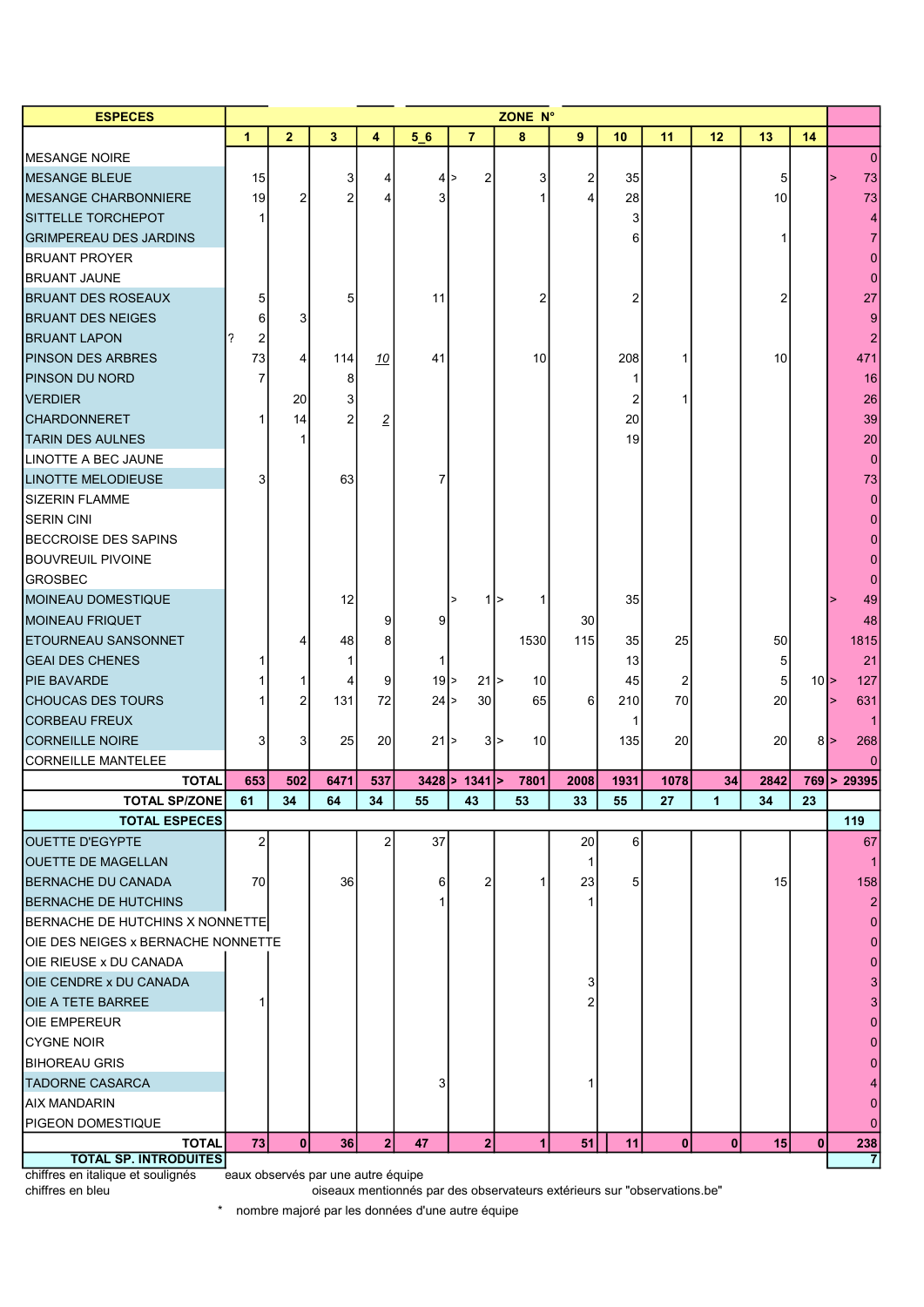| ESPECES | ZONE N° | | | | | | | | | | | | | |
|---|---|---|---|---|---|---|---|---|---|---|---|---|---|---|
| | 1 | 2 | 3 | 4 | 5_6 | 7 | 8 | 9 | 10 | 11 | 12 | 13 | 14 | |
| MESANGE NOIRE | | | | | | | | | | | | | | 0 |
| MESANGE BLEUE | 15 | | 3 | 4 | 4 > | 2 | 3 | 2 | 35 | | | 5 | > | 73 |
| MESANGE CHARBONNIERE | 19 | 2 | 2 | 4 | 3 | | 1 | 4 | 28 | | | 10 | | 73 |
| SITTELLE TORCHEPOT | 1 | | | | | | | | 3 | | | | | 4 |
| GRIMPEREAU DES JARDINS | | | | | | | | | 6 | | | 1 | | 7 |
| BRUANT PROYER | | | | | | | | | | | | | | 0 |
| BRUANT JAUNE | | | | | | | | | | | | | | 0 |
| BRUANT DES ROSEAUX | 5 | | 5 | | 11 | | 2 | | 2 | | | 2 | | 27 |
| BRUANT DES NEIGES | 6 | 3 | | | | | | | | | | | | 9 |
| BRUANT LAPON | ? 2 | | | | | | | | | | | | | 2 |
| PINSON DES ARBRES | 73 | 4 | 114 | *10* | 41 | | 10 | | 208 | 1 | | 10 | | 471 |
| PINSON DU NORD | 7 | | 8 | | | | | | 1 | | | | | 16 |
| VERDIER | | 20 | 3 | | | | | | 2 | 1 | | | | 26 |
| CHARDONNERET | 1 | 14 | 2 | *2* | | | | | 20 | | | | | 39 |
| TARIN DES AULNES | | 1 | | | | | | | 19 | | | | | 20 |
| LINOTTE A BEC JAUNE | | | | | | | | | | | | | | 0 |
| LINOTTE MELODIEUSE | 3 | | 63 | | 7 | | | | | | | | | 73 |
| SIZERIN FLAMME | | | | | | | | | | | | | | 0 |
| SERIN CINI | | | | | | | | | | | | | | 0 |
| BECCROISE DES SAPINS | | | | | | | | | | | | | | 0 |
| BOUVREUIL PIVOINE | | | | | | | | | | | | | | 0 |
| GROSBEC | | | | | | | | | | | | | | 0 |
| MOINEAU DOMESTIQUE | | | 12 | | | > 1 | > 1 | | 35 | | | | > | 49 |
| MOINEAU FRIQUET | | | | 9 | 9 | | | 30 | | | | | | 48 |
| ETOURNEAU SANSONNET | | 4 | 48 | 8 | | | 1530 | 115 | 35 | 25 | | 50 | | 1815 |
| GEAI DES CHENES | 1 | | 1 | | 1 | | | | 13 | | | 5 | | 21 |
| PIE BAVARDE | 1 | 1 | 4 | 9 | 19 > | 21 > | 10 | | 45 | 2 | | 5 | 10 > | 127 |
| CHOUCAS DES TOURS | 1 | 2 | 131 | 72 | 24 > | 30 | 65 | 6 | 210 | 70 | | 20 | > | 631 |
| CORBEAU FREUX | | | | | | | | | 1 | | | | | 1 |
| CORNEILLE NOIRE | 3 | 3 | 25 | 20 | 21 > | 3 > | 10 | | 135 | 20 | | 20 | 8 > | 268 |
| CORNEILLE MANTELEE | | | | | | | | | | | | | | 0 |
| **TOTAL** | **653** | **502** | **6471** | **537** | **3428 >** | **1341 >** | **7801** | **2008** | **1931** | **1078** | **34** | **2842** | **769 >** | **29395** |
| **TOTAL SP/ZONE** | **61** | **34** | **64** | **34** | **55** | **43** | **53** | **33** | **55** | **27** | **1** | **34** | **23** | |
| **TOTAL ESPECES** | | | | | | | | | | | | | | **119** |
| OUETTE D'EGYPTE | 2 | | | 2 | 37 | | | 20 | 6 | | | | | 67 |
| OUETTE DE MAGELLAN | | | | | | | | 1 | | | | | | 1 |
| BERNACHE DU CANADA | 70 | | 36 | | 6 | 2 | 1 | 23 | 5 | | | 15 | | 158 |
| BERNACHE DE HUTCHINS | | | | | 1 | | | 1 | | | | | | 2 |
| BERNACHE DE HUTCHINS X NONNETTE | | | | | | | | | | | | | | 0 |
| OIE DES NEIGES x BERNACHE NONNETTE | | | | | | | | | | | | | | 0 |
| OIE RIEUSE x DU CANADA | | | | | | | | | | | | | | 0 |
| OIE CENDRE x DU CANADA | | | | | | | | 3 | | | | | | 3 |
| OIE A TETE BARREE | 1 | | | | | | | 2 | | | | | | 3 |
| OIE EMPEREUR | | | | | | | | | | | | | | 0 |
| CYGNE NOIR | | | | | | | | | | | | | | 0 |
| BIHOREAU GRIS | | | | | | | | | | | | | | 0 |
| TADORNE CASARCA | | | | | 3 | | | 1 | | | | | | 4 |
| AIX MANDARIN | | | | | | | | | | | | | | 0 |
| PIGEON DOMESTIQUE | | | | | | | | | | | | | | 0 |
| **TOTAL** | **73** | **0** | **36** | **2** | **47** | **2** | **1** | **51** | **11** | **0** | **0** | **15** | **0** | **238** |
| **TOTAL SP. INTRODUITES** | | | | | | | | | | | | | | **7** |

chiffres en italique et soulignés eaux observés par une autre équipe

chiffres en bleu oiseaux mentionnés par des observateurs extérieurs sur "observations.be"

\* nombre majoré par les données d'une autre équipe